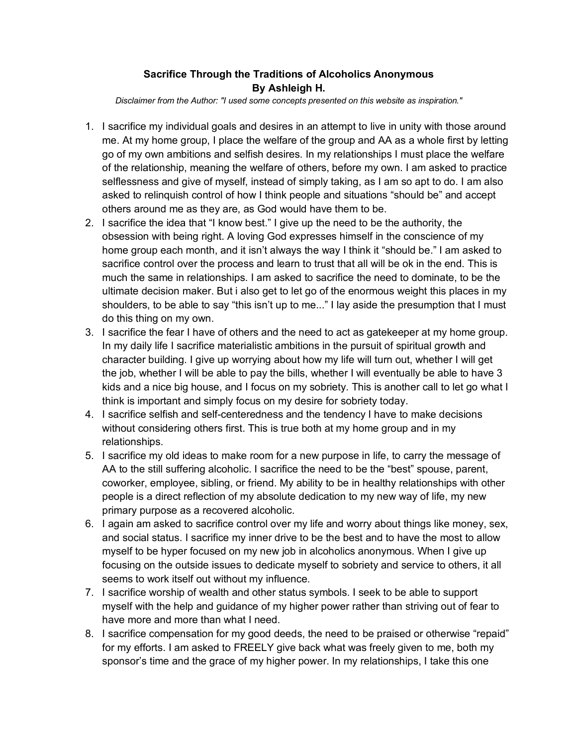**Sacrifice Through the Traditions of Alcoholics Anonymous**
**By Ashleigh H.**

*Disclaimer from the Author: "I used some concepts presented on this website as inspiration."*

1. I sacrifice my individual goals and desires in an attempt to live in unity with those around me. At my home group, I place the welfare of the group and AA as a whole first by letting go of my own ambitions and selfish desires. In my relationships I must place the welfare of the relationship, meaning the welfare of others, before my own. I am asked to practice selflessness and give of myself, instead of simply taking, as I am so apt to do. I am also asked to relinquish control of how I think people and situations "should be" and accept others around me as they are, as God would have them to be.
2. I sacrifice the idea that "I know best." I give up the need to be the authority, the obsession with being right. A loving God expresses himself in the conscience of my home group each month, and it isn't always the way I think it "should be." I am asked to sacrifice control over the process and learn to trust that all will be ok in the end. This is much the same in relationships. I am asked to sacrifice the need to dominate, to be the ultimate decision maker. But i also get to let go of the enormous weight this places in my shoulders, to be able to say "this isn't up to me..." I lay aside the presumption that I must do this thing on my own.
3. I sacrifice the fear I have of others and the need to act as gatekeeper at my home group. In my daily life I sacrifice materialistic ambitions in the pursuit of spiritual growth and character building. I give up worrying about how my life will turn out, whether I will get the job, whether I will be able to pay the bills, whether I will eventually be able to have 3 kids and a nice big house, and I focus on my sobriety. This is another call to let go what I think is important and simply focus on my desire for sobriety today.
4. I sacrifice selfish and self-centeredness and the tendency I have to make decisions without considering others first. This is true both at my home group and in my relationships.
5. I sacrifice my old ideas to make room for a new purpose in life, to carry the message of AA to the still suffering alcoholic. I sacrifice the need to be the "best" spouse, parent, coworker, employee, sibling, or friend. My ability to be in healthy relationships with other people is a direct reflection of my absolute dedication to my new way of life, my new primary purpose as a recovered alcoholic.
6. I again am asked to sacrifice control over my life and worry about things like money, sex, and social status. I sacrifice my inner drive to be the best and to have the most to allow myself to be hyper focused on my new job in alcoholics anonymous. When I give up focusing on the outside issues to dedicate myself to sobriety and service to others, it all seems to work itself out without my influence.
7. I sacrifice worship of wealth and other status symbols. I seek to be able to support myself with the help and guidance of my higher power rather than striving out of fear to have more and more than what I need.
8. I sacrifice compensation for my good deeds, the need to be praised or otherwise "repaid" for my efforts. I am asked to FREELY give back what was freely given to me, both my sponsor's time and the grace of my higher power. In my relationships, I take this one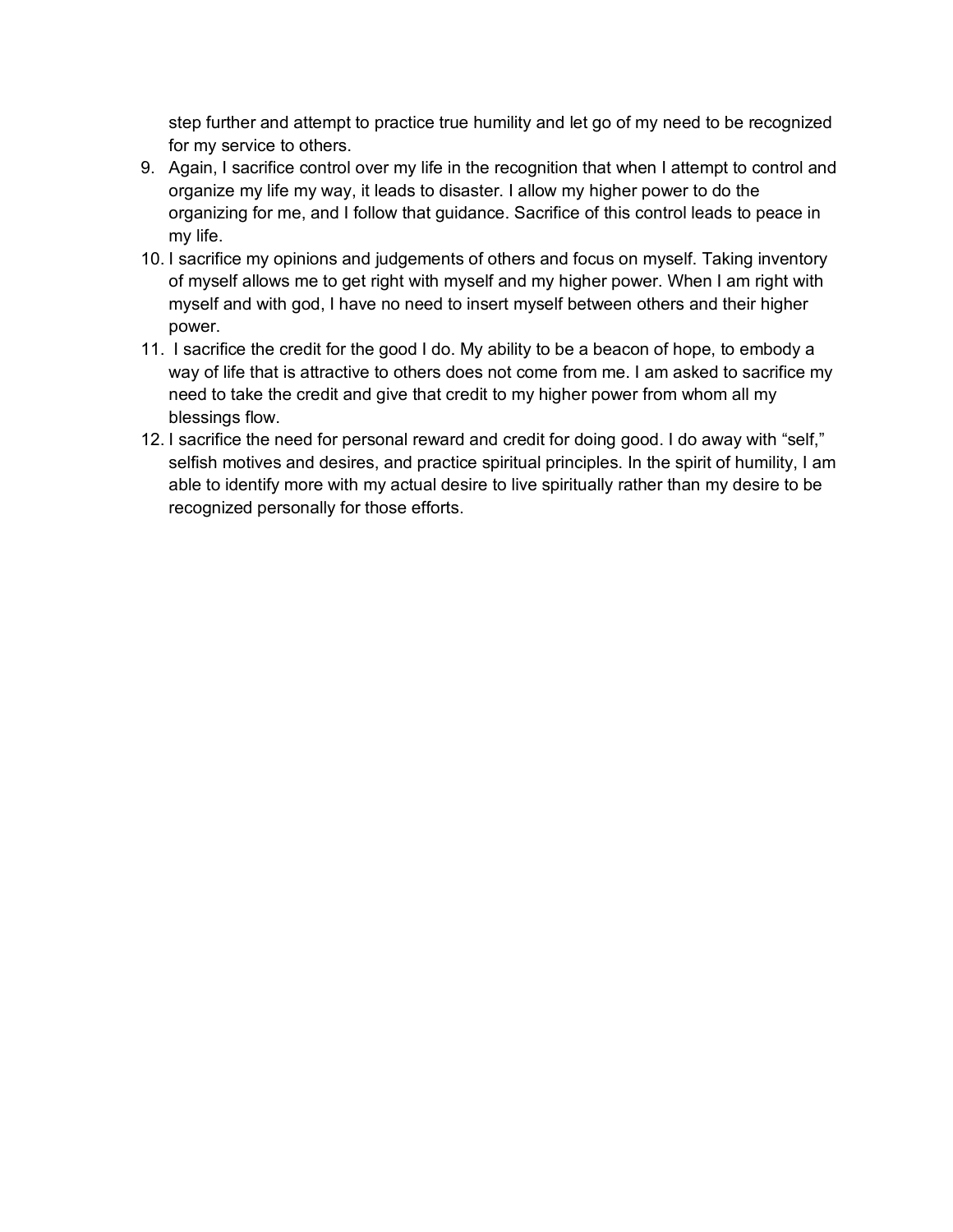step further and attempt to practice true humility and let go of my need to be recognized for my service to others.

9. Again, I sacrifice control over my life in the recognition that when I attempt to control and organize my life my way, it leads to disaster. I allow my higher power to do the organizing for me, and I follow that guidance. Sacrifice of this control leads to peace in my life.
10. I sacrifice my opinions and judgements of others and focus on myself. Taking inventory of myself allows me to get right with myself and my higher power. When I am right with myself and with god, I have no need to insert myself between others and their higher power.
11. I sacrifice the credit for the good I do. My ability to be a beacon of hope, to embody a way of life that is attractive to others does not come from me. I am asked to sacrifice my need to take the credit and give that credit to my higher power from whom all my blessings flow.
12. I sacrifice the need for personal reward and credit for doing good. I do away with "self," selfish motives and desires, and practice spiritual principles. In the spirit of humility, I am able to identify more with my actual desire to live spiritually rather than my desire to be recognized personally for those efforts.